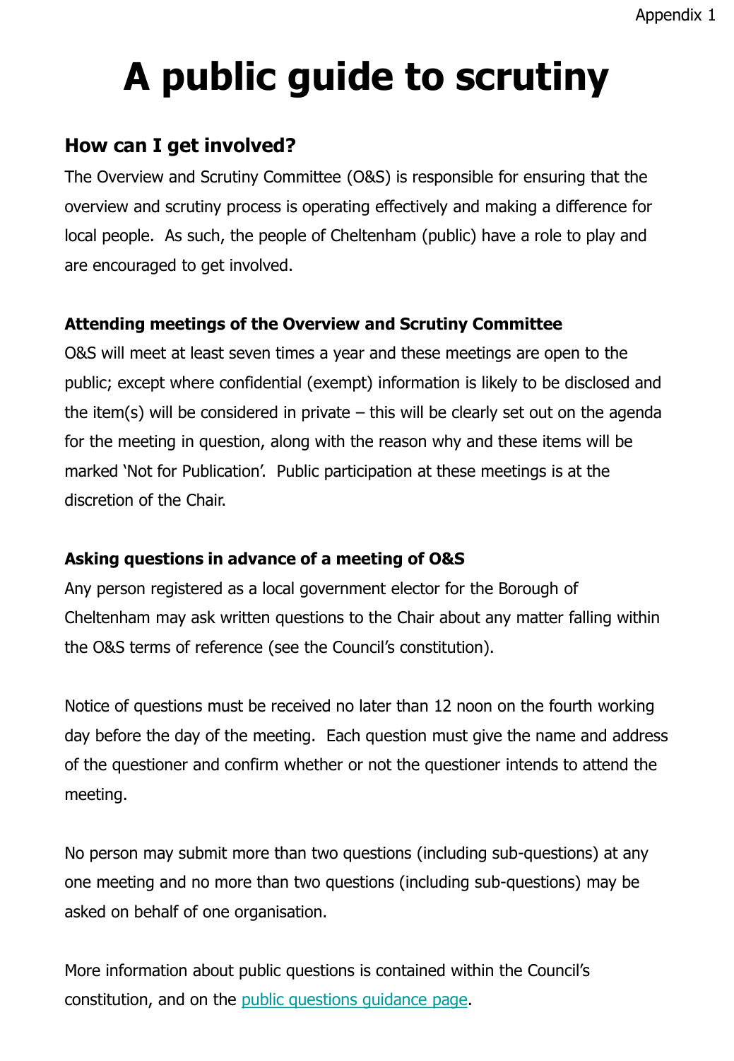Appendix 1

# A public guide to scrutiny

## How can I get involved?

The Overview and Scrutiny Committee (O&S) is responsible for ensuring that the overview and scrutiny process is operating effectively and making a difference for local people.  As such, the people of Cheltenham (public) have a role to play and are encouraged to get involved.

### Attending meetings of the Overview and Scrutiny Committee

O&S will meet at least seven times a year and these meetings are open to the public; except where confidential (exempt) information is likely to be disclosed and the item(s) will be considered in private – this will be clearly set out on the agenda for the meeting in question, along with the reason why and these items will be marked 'Not for Publication'.  Public participation at these meetings is at the discretion of the Chair.

### Asking questions in advance of a meeting of O&S

Any person registered as a local government elector for the Borough of Cheltenham may ask written questions to the Chair about any matter falling within the O&S terms of reference (see the Council's constitution).

Notice of questions must be received no later than 12 noon on the fourth working day before the day of the meeting.  Each question must give the name and address of the questioner and confirm whether or not the questioner intends to attend the meeting.

No person may submit more than two questions (including sub-questions) at any one meeting and no more than two questions (including sub-questions) may be asked on behalf of one organisation.

More information about public questions is contained within the Council's constitution, and on the public questions guidance page.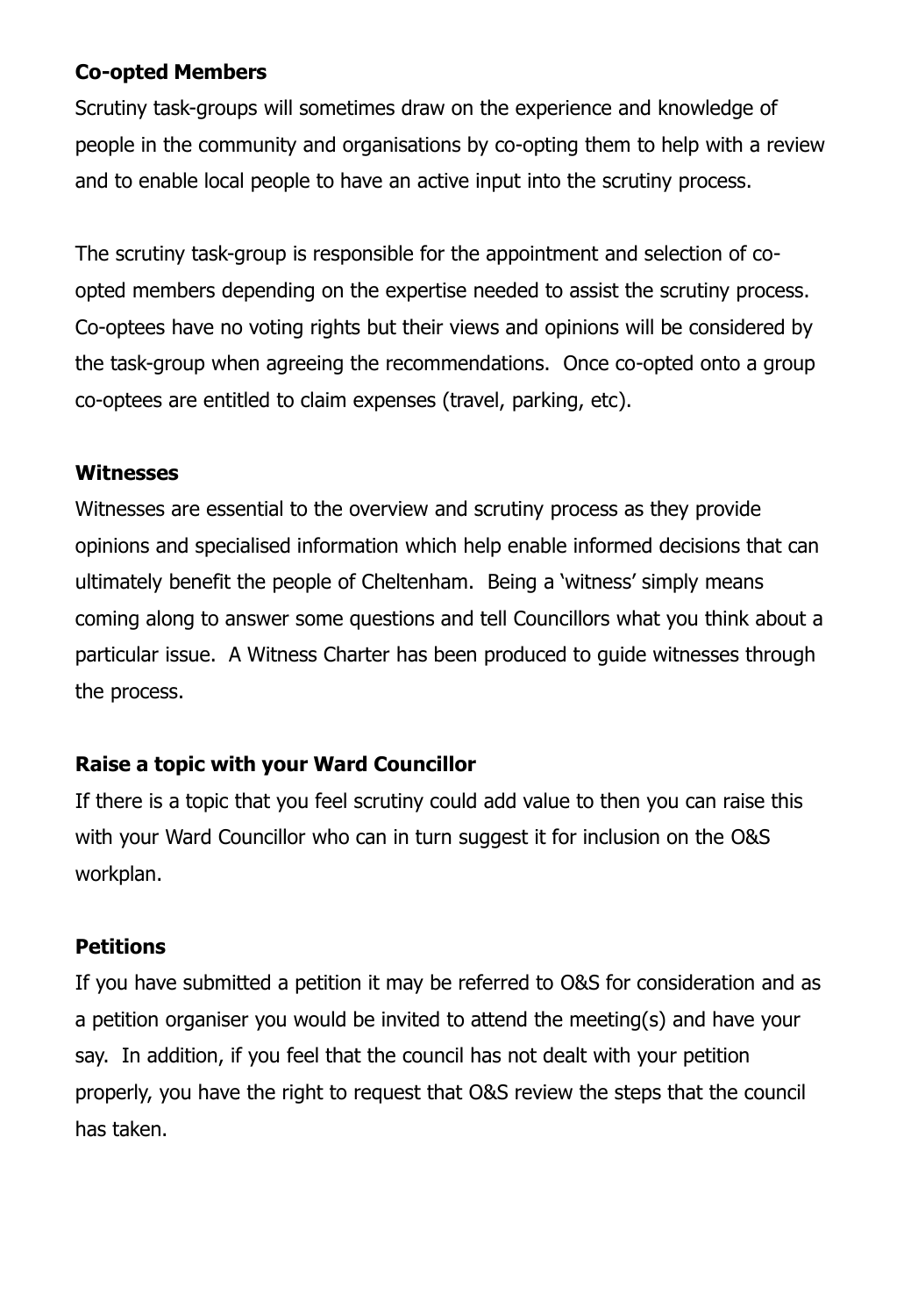**Co-opted Members**

Scrutiny task-groups will sometimes draw on the experience and knowledge of people in the community and organisations by co-opting them to help with a review and to enable local people to have an active input into the scrutiny process.

The scrutiny task-group is responsible for the appointment and selection of co-opted members depending on the expertise needed to assist the scrutiny process. Co-optees have no voting rights but their views and opinions will be considered by the task-group when agreeing the recommendations. Once co-opted onto a group co-optees are entitled to claim expenses (travel, parking, etc).

**Witnesses**

Witnesses are essential to the overview and scrutiny process as they provide opinions and specialised information which help enable informed decisions that can ultimately benefit the people of Cheltenham. Being a 'witness' simply means coming along to answer some questions and tell Councillors what you think about a particular issue. A Witness Charter has been produced to guide witnesses through the process.

**Raise a topic with your Ward Councillor**

If there is a topic that you feel scrutiny could add value to then you can raise this with your Ward Councillor who can in turn suggest it for inclusion on the O&S workplan.

**Petitions**

If you have submitted a petition it may be referred to O&S for consideration and as a petition organiser you would be invited to attend the meeting(s) and have your say. In addition, if you feel that the council has not dealt with your petition properly, you have the right to request that O&S review the steps that the council has taken.